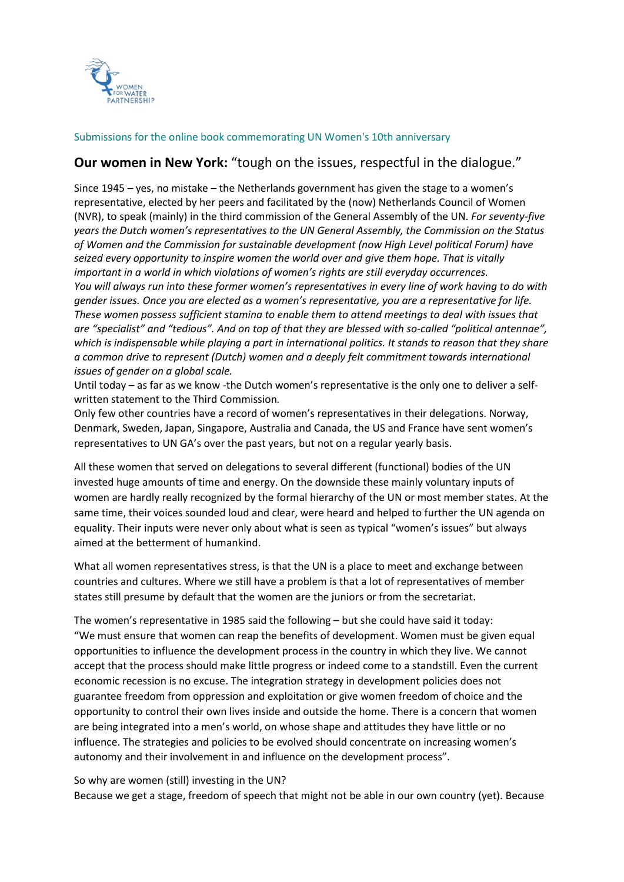Submissions for the online book commemorating UN Women's 10th anniversary

## **Our women in New York:** "tough on the issues, respectful in the dialogue."

Since 1945 – yes, no mistake – the Netherlands government has given the stage to a women's representative, elected by her peers and facilitated by the (now) Netherlands Council of Women (NVR), to speak (mainly) in the third commission of the General Assembly of the UN. *For seventy-five years the Dutch women's representatives to the UN General Assembly, the Commission on the Status of Women and the Commission for sustainable development (now High Level political Forum) have seized every opportunity to inspire women the world over and give them hope. That is vitally important in a world in which violations of women's rights are still everyday occurrences.*
*You will always run into these former women's representatives in every line of work having to do with gender issues. Once you are elected as a women's representative, you are a representative for life. These women possess sufficient stamina to enable them to attend meetings to deal with issues that are "specialist" and "tedious". And on top of that they are blessed with so-called "political antennae", which is indispensable while playing a part in international politics. It stands to reason that they share a common drive to represent (Dutch) women and a deeply felt commitment towards international issues of gender on a global scale.*
Until today – as far as we know -the Dutch women's representative is the only one to deliver a self-written statement to the Third Commission.
Only few other countries have a record of women's representatives in their delegations. Norway, Denmark, Sweden, Japan, Singapore, Australia and Canada, the US and France have sent women's representatives to UN GA's over the past years, but not on a regular yearly basis.

All these women that served on delegations to several different (functional) bodies of the UN invested huge amounts of time and energy. On the downside these mainly voluntary inputs of women are hardly really recognized by the formal hierarchy of the UN or most member states. At the same time, their voices sounded loud and clear, were heard and helped to further the UN agenda on equality. Their inputs were never only about what is seen as typical "women's issues" but always aimed at the betterment of humankind.

What all women representatives stress, is that the UN is a place to meet and exchange between countries and cultures. Where we still have a problem is that a lot of representatives of member states still presume by default that the women are the juniors or from the secretariat.

The women's representative in 1985 said the following – but she could have said it today: "We must ensure that women can reap the benefits of development. Women must be given equal opportunities to influence the development process in the country in which they live. We cannot accept that the process should make little progress or indeed come to a standstill. Even the current economic recession is no excuse. The integration strategy in development policies does not guarantee freedom from oppression and exploitation or give women freedom of choice and the opportunity to control their own lives inside and outside the home. There is a concern that women are being integrated into a men's world, on whose shape and attitudes they have little or no influence. The strategies and policies to be evolved should concentrate on increasing women's autonomy and their involvement in and influence on the development process".

So why are women (still) investing in the UN?
Because we get a stage, freedom of speech that might not be able in our own country (yet). Because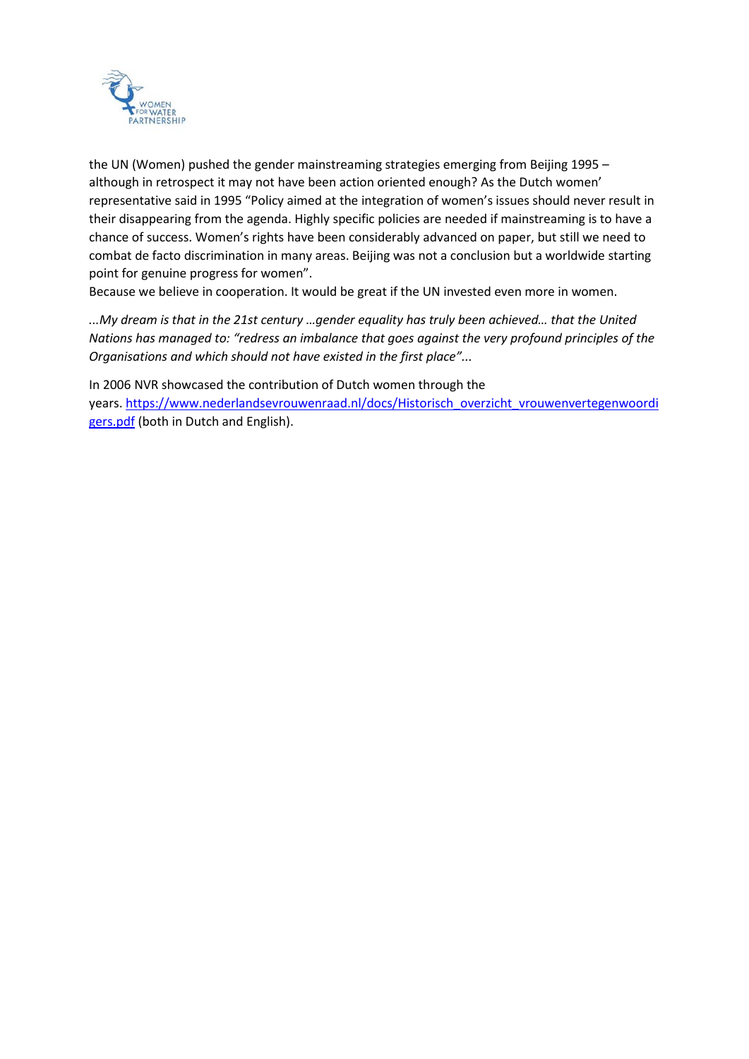the UN (Women) pushed the gender mainstreaming strategies emerging from Beijing 1995 – although in retrospect it may not have been action oriented enough? As the Dutch women' representative said in 1995 "Policy aimed at the integration of women's issues should never result in their disappearing from the agenda. Highly specific policies are needed if mainstreaming is to have a chance of success. Women's rights have been considerably advanced on paper, but still we need to combat de facto discrimination in many areas. Beijing was not a conclusion but a worldwide starting point for genuine progress for women".
Because we believe in cooperation. It would be great if the UN invested even more in women.

*...My dream is that in the 21st century …gender equality has truly been achieved… that the United Nations has managed to: "redress an imbalance that goes against the very profound principles of the Organisations and which should not have existed in the first place"...*

In 2006 NVR showcased the contribution of Dutch women through the years. [https://www.nederlandsevrouwenraad.nl/docs/Historisch_overzicht_vrouwenvertegenwoordigers.pdf](https://www.nederlandsevrouwenraad.nl/docs/Historisch_overzicht_vrouwenvertegenwoordigers.pdf) (both in Dutch and English).